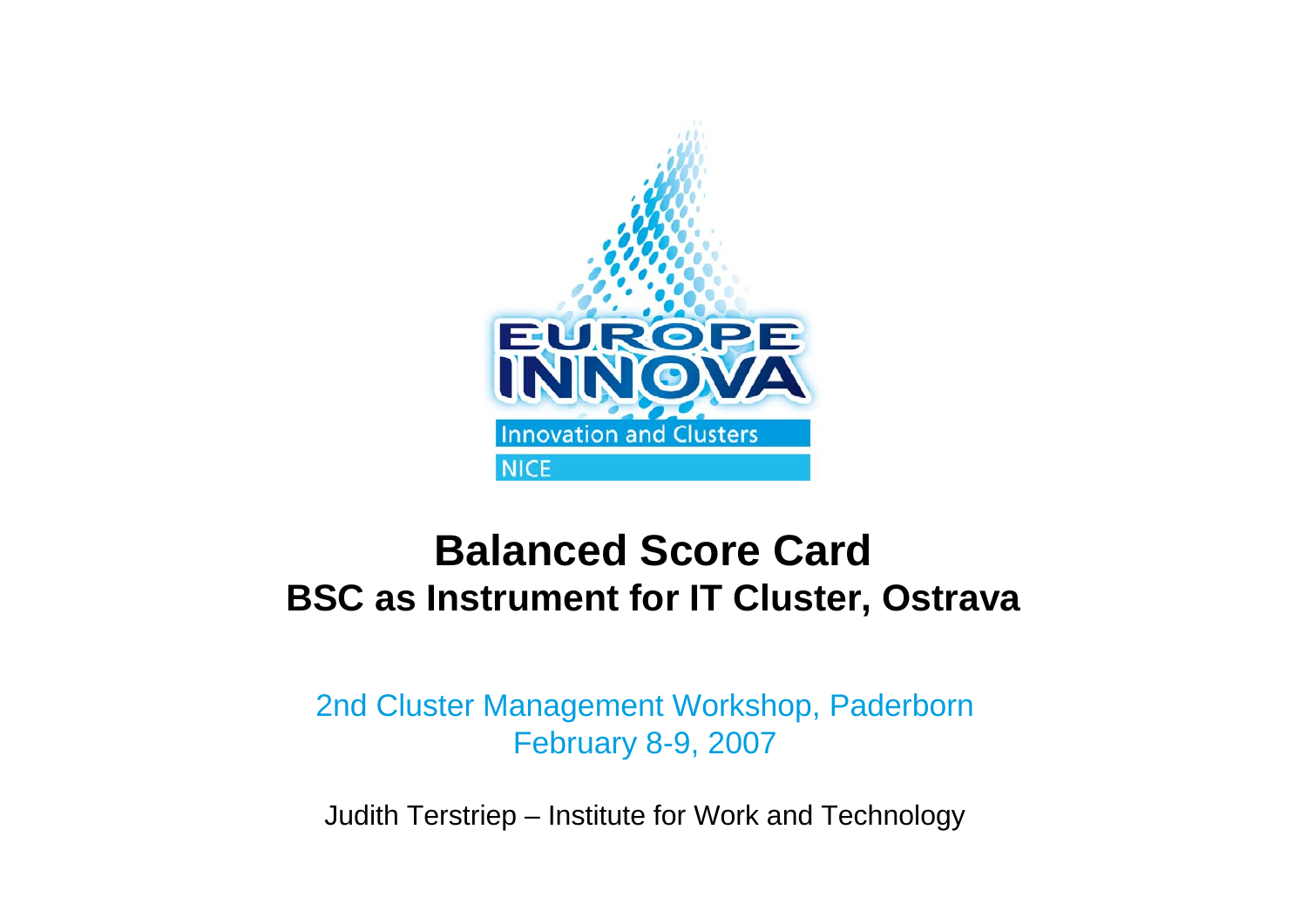EUROPE INNOVA

Innovation and Clusters

NICE

# Balanced Score Card

## BSC as Instrument for IT Cluster, Ostrava

2nd Cluster Management Workshop, Paderborn
February 8-9, 2007

Judith Terstriep – Institute for Work and Technology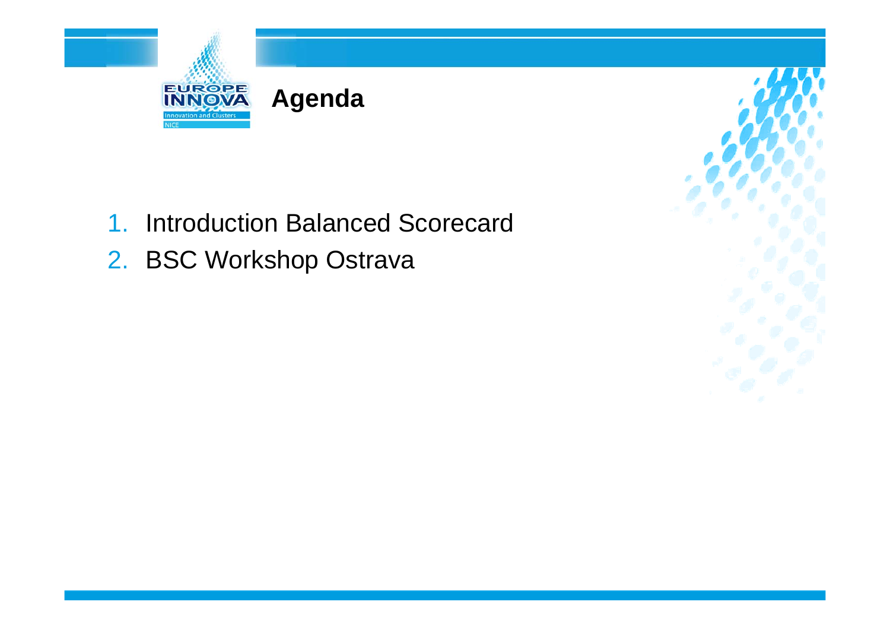# Agenda

1. Introduction Balanced Scorecard
2. BSC Workshop Ostrava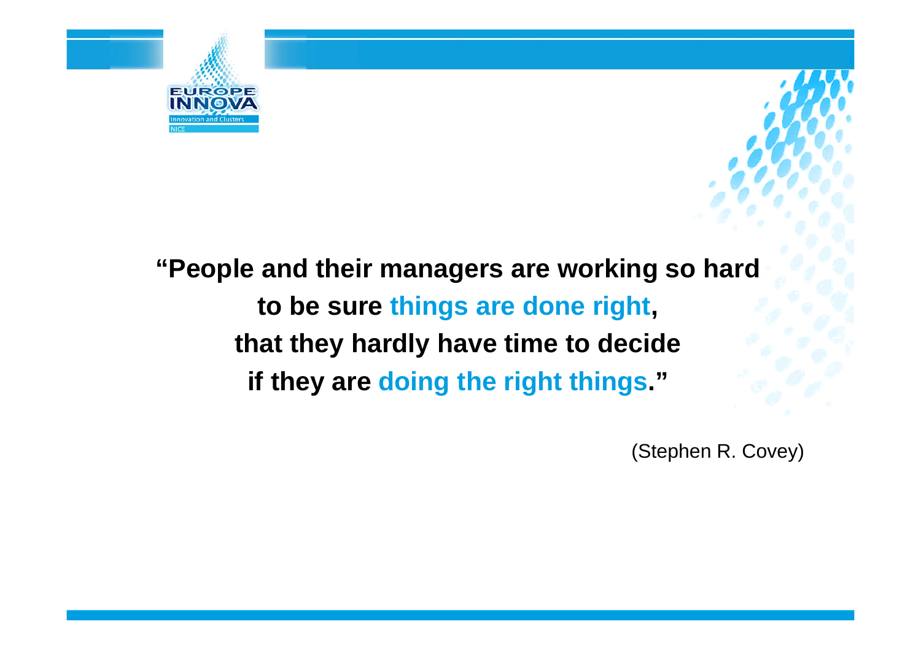**“People and their managers are working so hard to be sure things are done right, that they hardly have time to decide if they are doing the right things.”**

(Stephen R. Covey)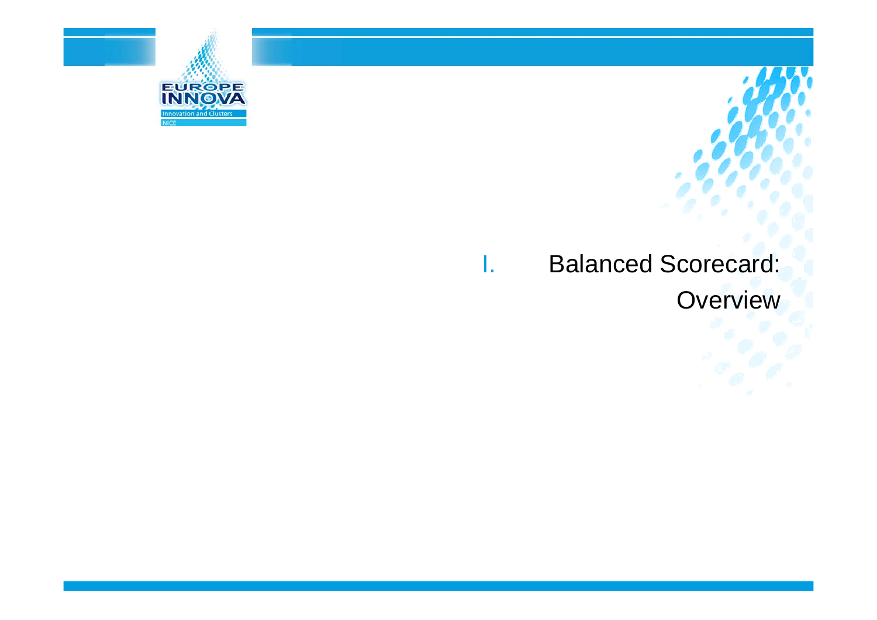# I. Balanced Scorecard: Overview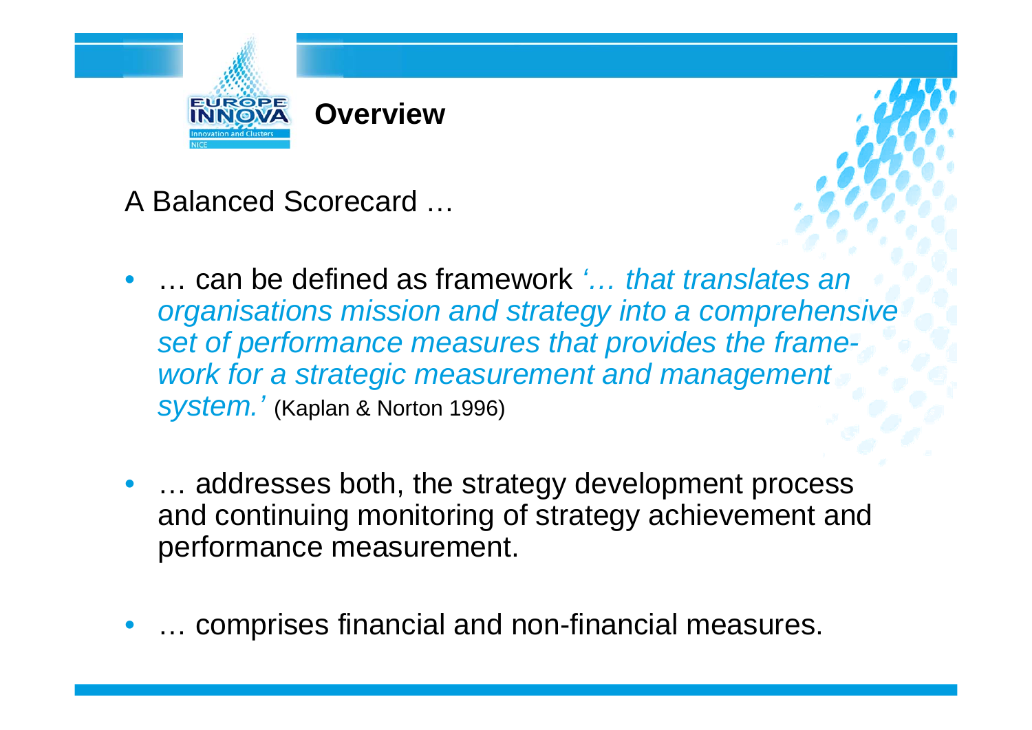# Overview

A Balanced Scorecard …

- … can be defined as framework *'… that translates an organisations mission and strategy into a comprehensive set of performance measures that provides the frame-work for a strategic measurement and management system.'* (Kaplan & Norton 1996)
- … addresses both, the strategy development process and continuing monitoring of strategy achievement and performance measurement.
- … comprises financial and non-financial measures.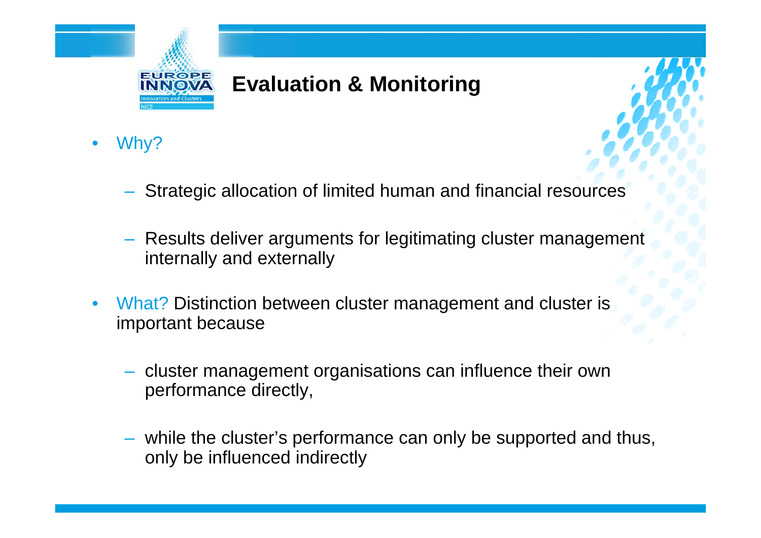# Evaluation & Monitoring

- Why?
  - Strategic allocation of limited human and financial resources
  - Results deliver arguments for legitimating cluster management internally and externally
- What? Distinction between cluster management and cluster is important because
  - cluster management organisations can influence their own performance directly,
  - while the cluster's performance can only be supported and thus, only be influenced indirectly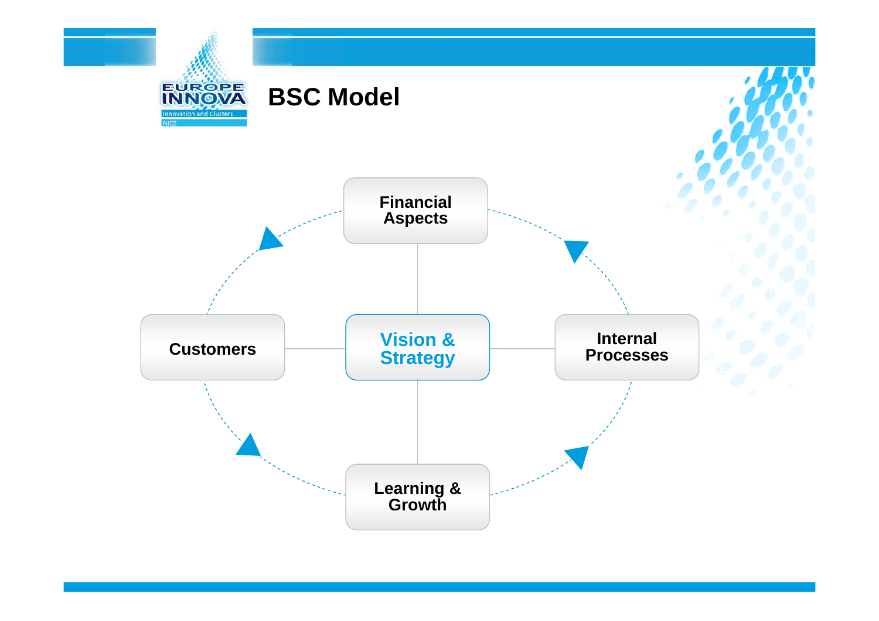# BSC Model

Financial Aspects

Customers

Vision & Strategy

Internal Processes

Learning & Growth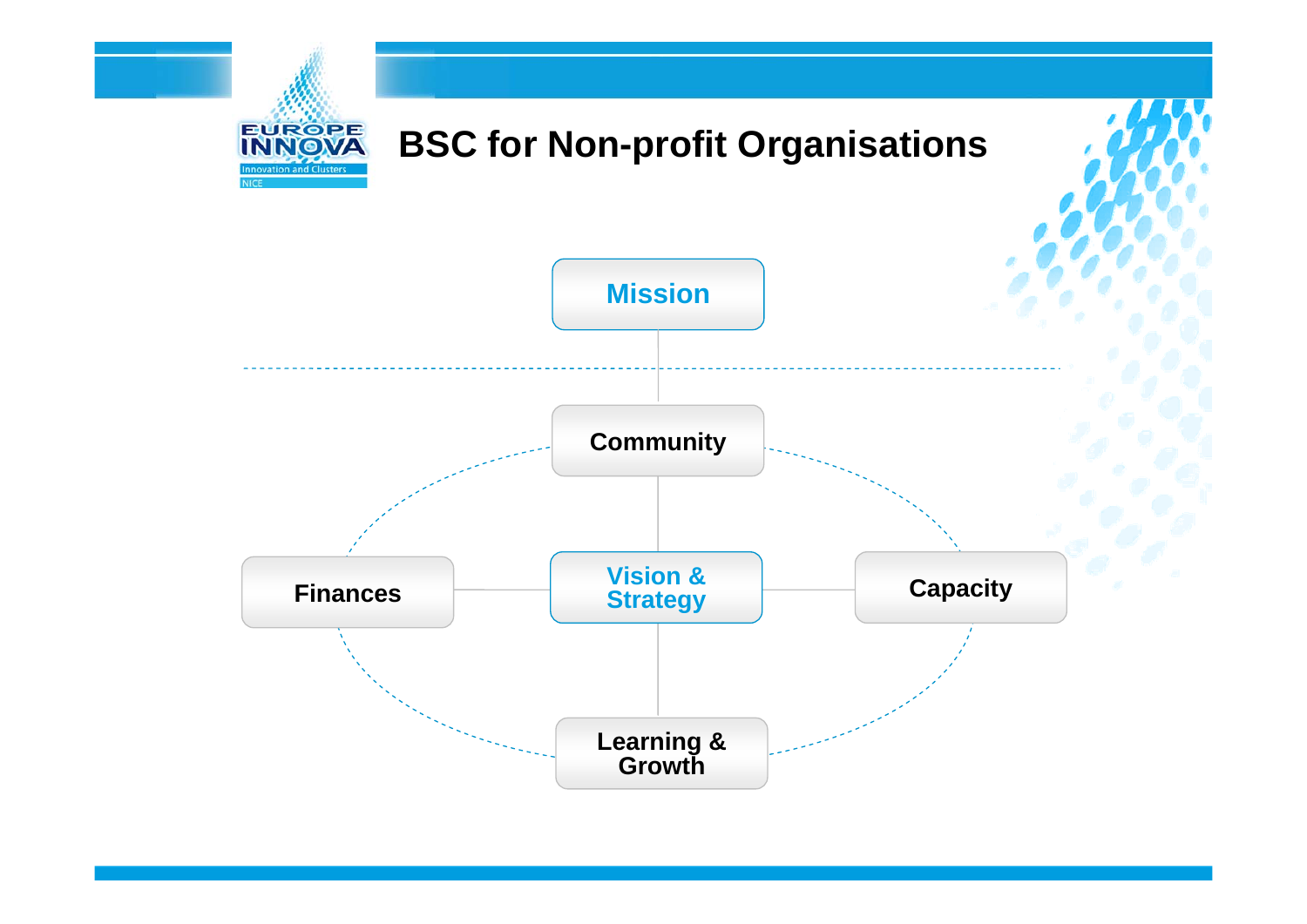# BSC for Non-profit Organisations

Mission

Community

Finances

Vision & Strategy

Capacity

Learning & Growth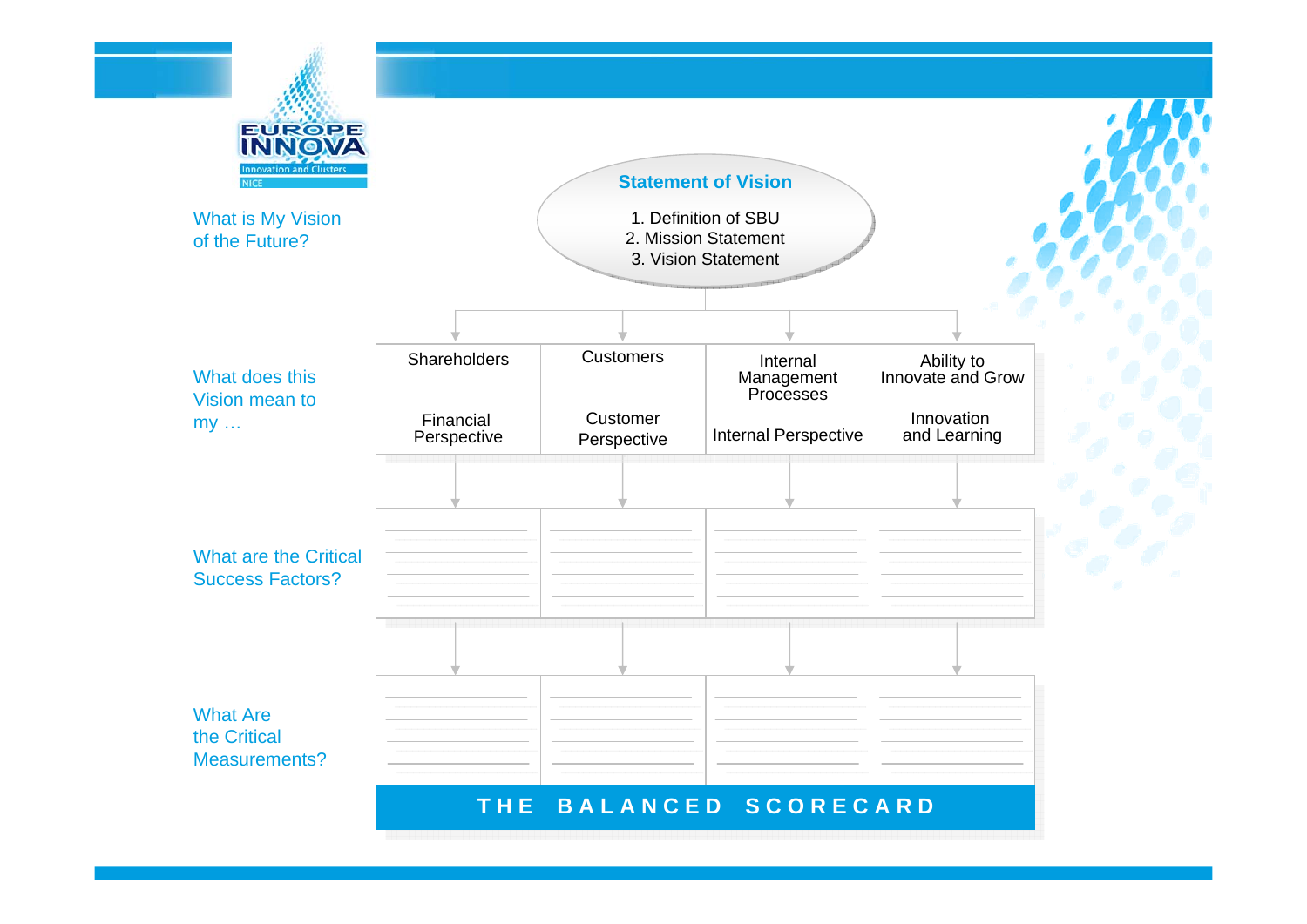## Statement of Vision

1. Definition of SBU
2. Mission Statement
3. Vision Statement

**What is My Vision of the Future?**

**What does this Vision mean to my …**

| Shareholders | Customers | Internal Management Processes | Ability to Innovate and Grow |
| --- | --- | --- | --- |
| Financial Perspective | Customer Perspective | Internal Perspective | Innovation and Learning |

**What are the Critical Success Factors?**

| | | | |
| --- | --- | --- | --- |
| | | | |

**What Are the Critical Measurements?**

| | | | |
| --- | --- | --- | --- |
| | | | |

**THE BALANCED SCORECARD**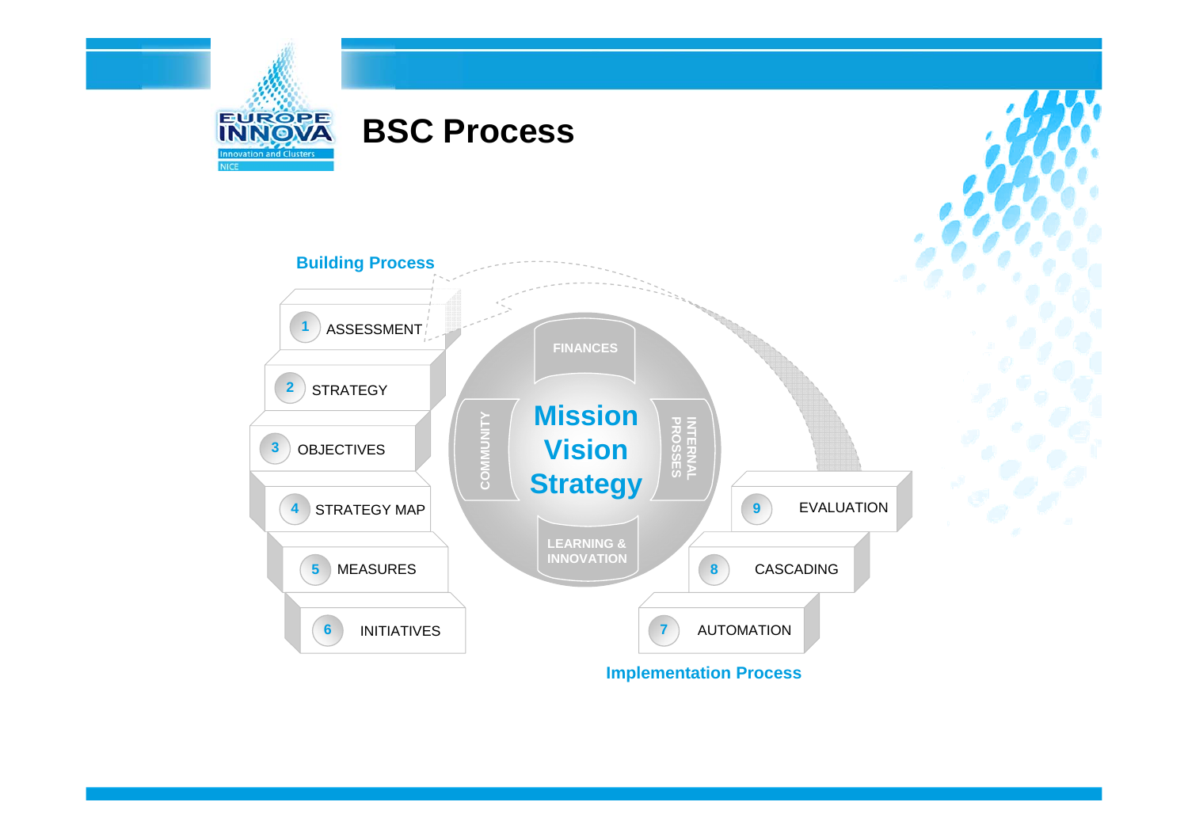# BSC Process

**Building Process**

1. ASSESSMENT
2. STRATEGY
3. OBJECTIVES
4. STRATEGY MAP
5. MEASURES
6. INITIATIVES

FINANCES

COMMUNITY

**Mission Vision Strategy**

INTERNAL PROSSES

LEARNING & INNOVATION

7. AUTOMATION
8. CASCADING
9. EVALUATION

**Implementation Process**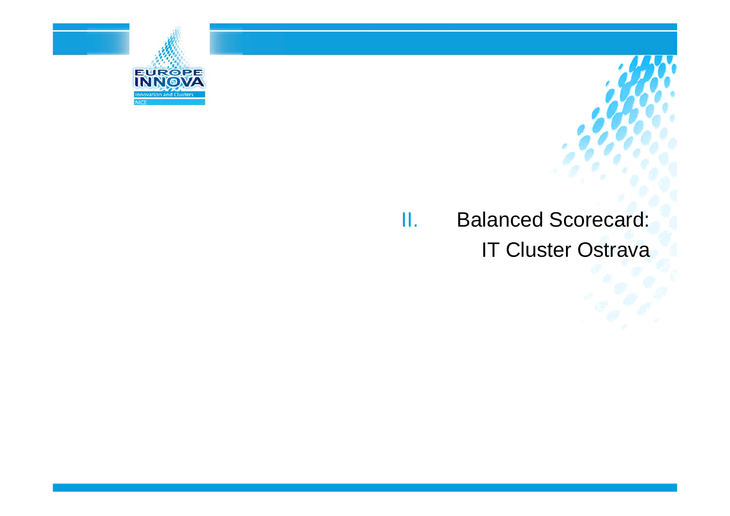# II. Balanced Scorecard: IT Cluster Ostrava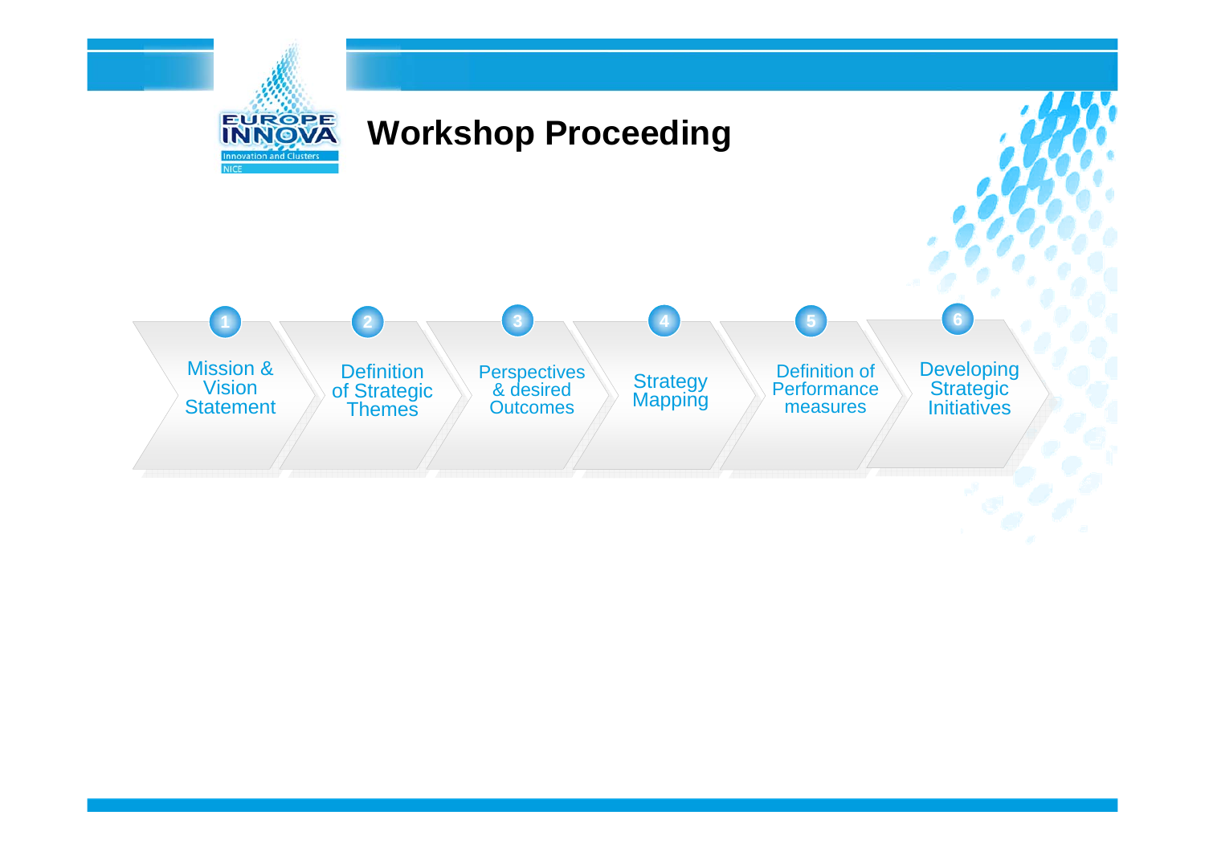# Workshop Proceeding

1. Mission & Vision Statement
2. Definition of Strategic Themes
3. Perspectives & desired Outcomes
4. Strategy Mapping
5. Definition of Performance measures
6. Developing Strategic Initiatives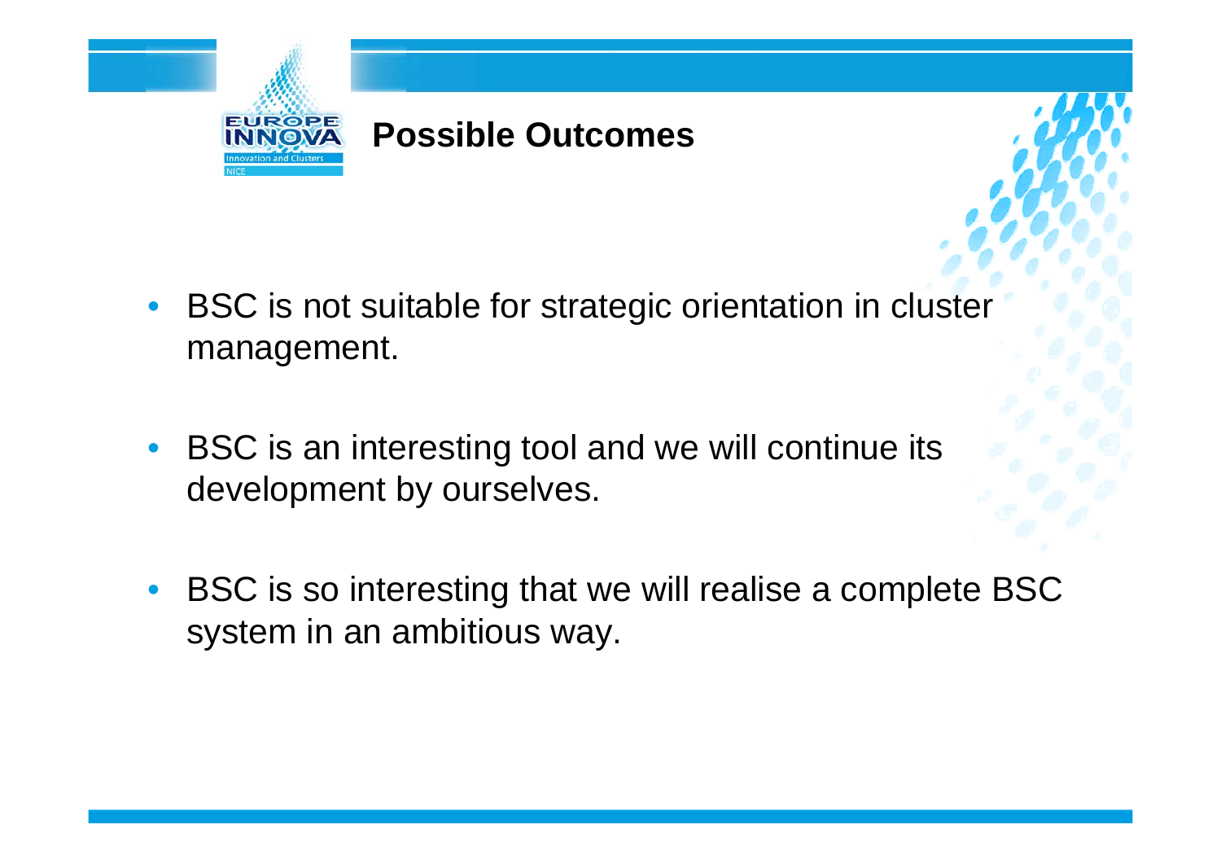## Possible Outcomes

- BSC is not suitable for strategic orientation in cluster management.
- BSC is an interesting tool and we will continue its development by ourselves.
- BSC is so interesting that we will realise a complete BSC system in an ambitious way.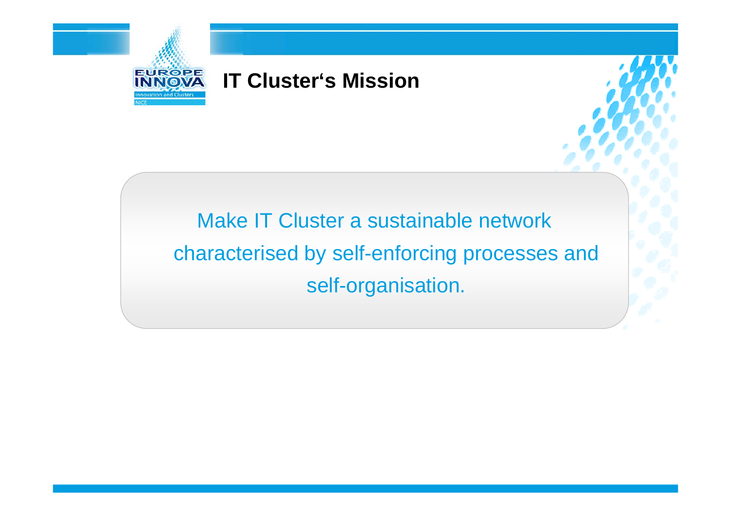# IT Cluster‘s Mission

Make IT Cluster a sustainable network characterised by self-enforcing processes and self-organisation.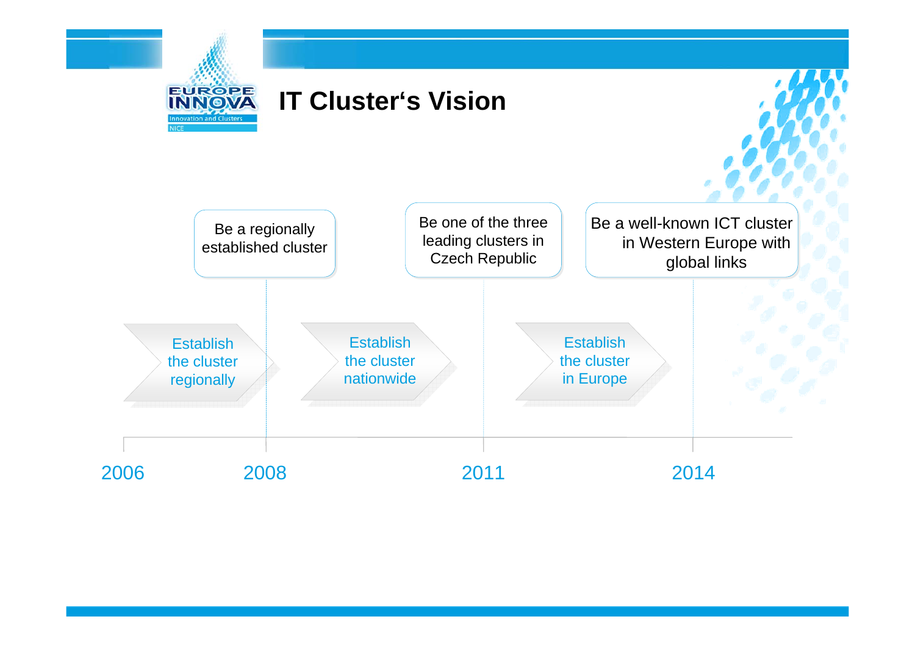# IT Cluster's Vision

| Year | Vision | Activity |
|---|---|---|
| 2006–2008 | | Establish the cluster regionally |
| 2008 | Be a regionally established cluster | Establish the cluster nationwide |
| 2011 | Be one of the three leading clusters in Czech Republic | Establish the cluster in Europe |
| 2014 | Be a well-known ICT cluster in Western Europe with global links | |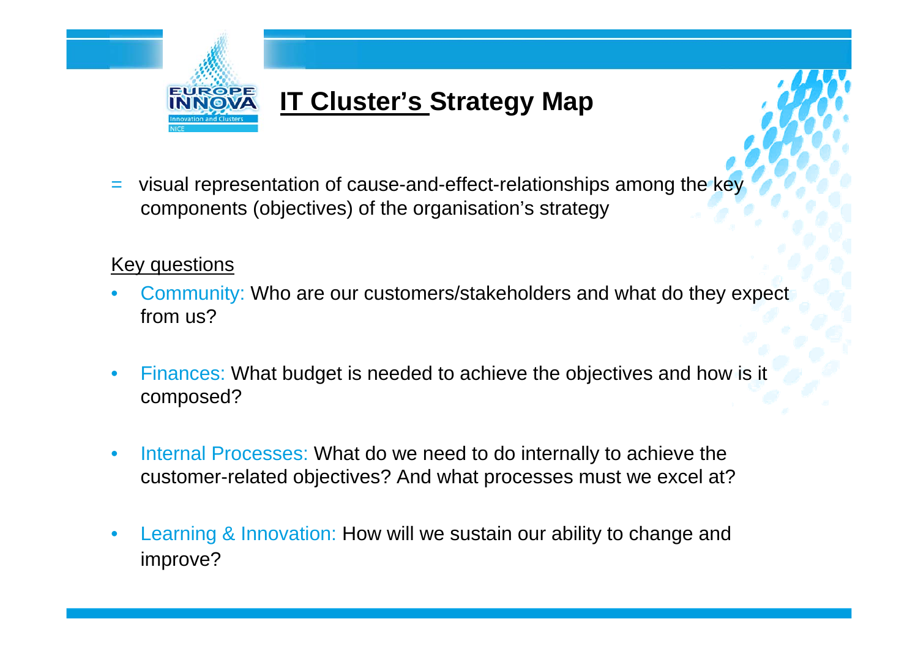# IT Cluster's Strategy Map

= visual representation of cause-and-effect-relationships among the key components (objectives) of the organisation's strategy

Key questions

- Community: Who are our customers/stakeholders and what do they expect from us?
- Finances: What budget is needed to achieve the objectives and how is it composed?
- Internal Processes: What do we need to do internally to achieve the customer-related objectives? And what processes must we excel at?
- Learning & Innovation: How will we sustain our ability to change and improve?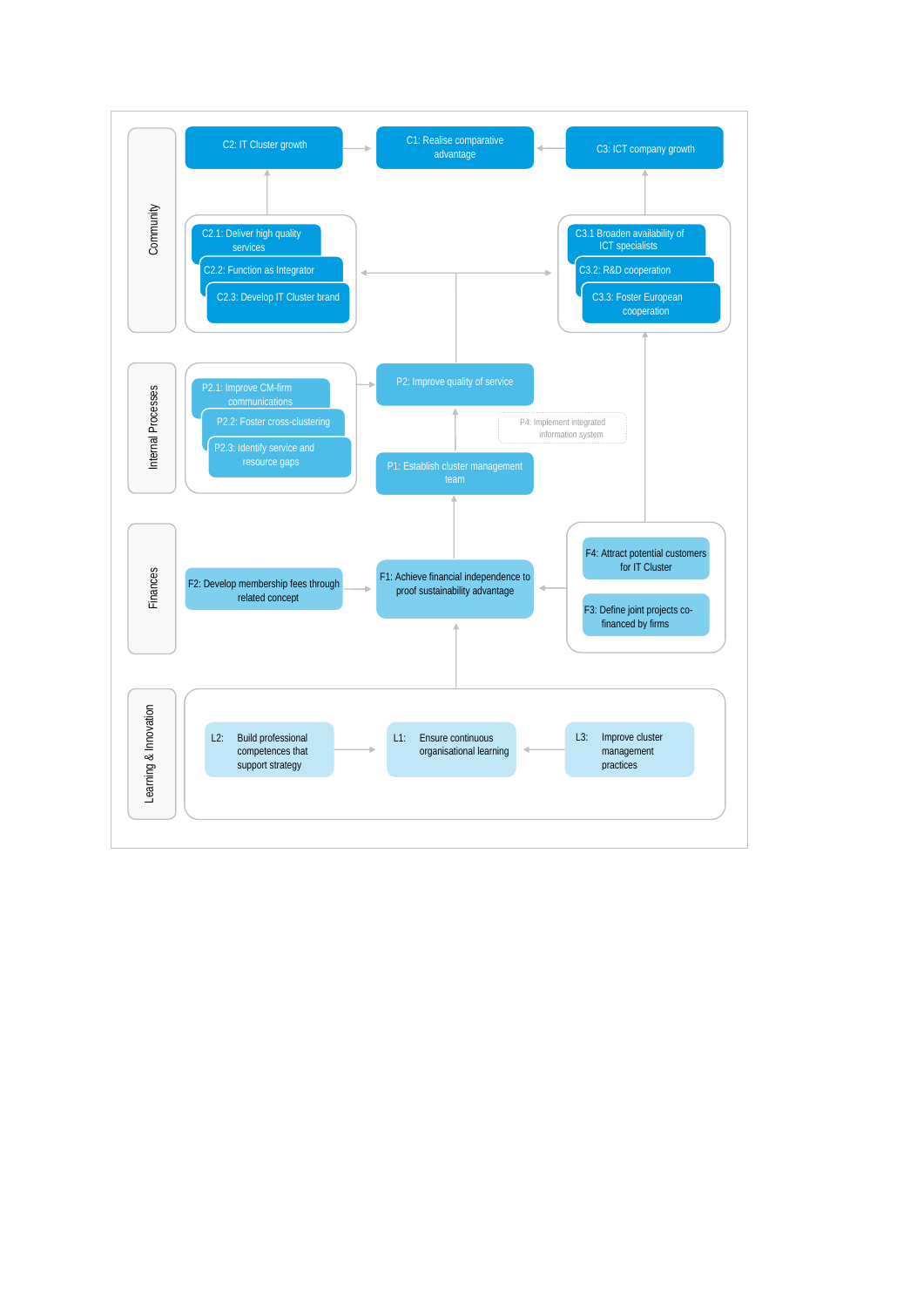**Community**

- C2: IT Cluster growth
- C1: Realise comparative advantage
- C3: ICT company growth
- C2.1: Deliver high quality services
- C2.2: Function as Integrator
- C2.3: Develop IT Cluster brand
- C3.1 Broaden availability of ICT specialists
- C3.2: R&D cooperation
- C3.3: Foster European cooperation

**Internal Processes**

- P2.1: Improve CM-firm communications
- P2.2: Foster cross-clustering
- P2.3: Identify service and resource gaps
- P2: Improve quality of service
- P4: Implement integrated information system
- P1: Establish cluster management team

**Finances**

- F2: Develop membership fees through related concept
- F1: Achieve financial independence to proof sustainability advantage
- F4: Attract potential customers for IT Cluster
- F3: Define joint projects co-financed by firms

**Learning & Innovation**

- L2: Build professional competences that support strategy
- L1: Ensure continuous organisational learning
- L3: Improve cluster management practices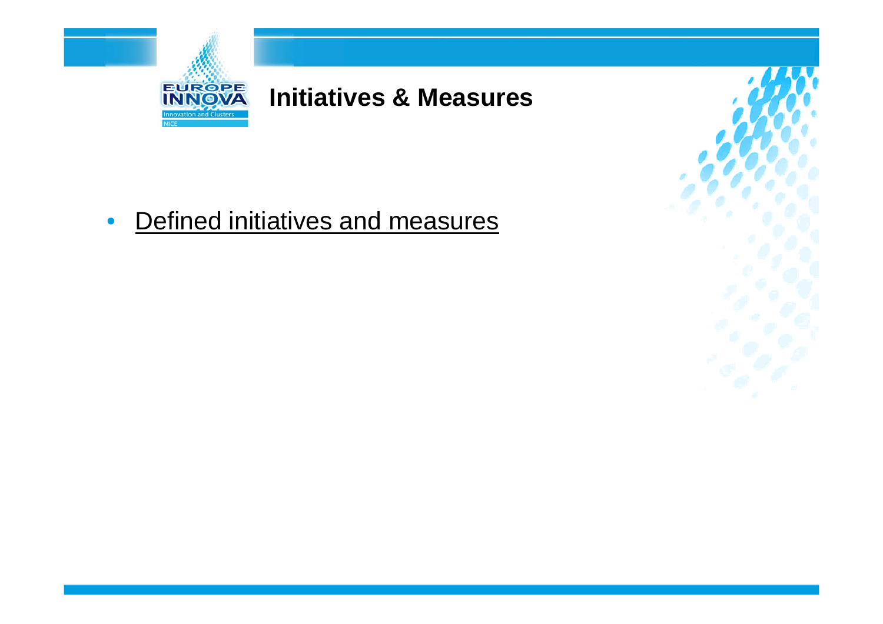# Initiatives & Measures

- Defined initiatives and measures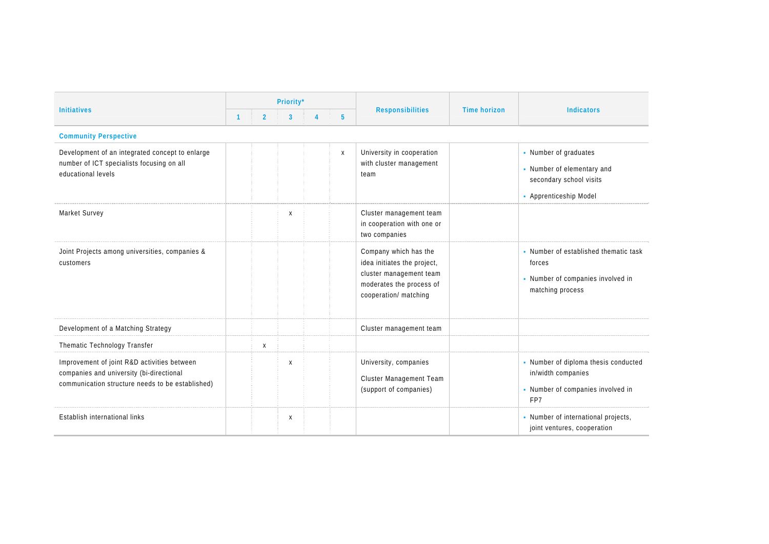| Initiatives | Priority* | | | | | Responsibilities | Time horizon | Indicators |
|---|---|---|---|---|---|---|---|---|
| | 1 | 2 | 3 | 4 | 5 | | | |
| **Community Perspective** | | | | | | | | |
| Development of an integrated concept to enlarge number of ICT specialists focusing on all educational levels | | | | | x | University in cooperation with cluster management team | | ▪ Number of graduates<br>▪ Number of elementary and secondary school visits<br>▪ Apprenticeship Model |
| Market Survey | | | x | | | Cluster management team in cooperation with one or two companies | | |
| Joint Projects among universities, companies & customers | | | | | | Company which has the idea initiates the project, cluster management team moderates the process of cooperation/ matching | | ▪ Number of established thematic task forces<br>▪ Number of companies involved in matching process |
| Development of a Matching Strategy | | | | | | Cluster management team | | |
| Thematic Technology Transfer | | x | | | | | | |
| Improvement of joint R&D activities between companies and university (bi-directional communication structure needs to be established) | | | x | | | University, companies<br>Cluster Management Team (support of companies) | | ▪ Number of diploma thesis conducted in/width companies<br>▪ Number of companies involved in FP7 |
| Establish international links | | | x | | | | | ▪ Number of international projects, joint ventures, cooperation |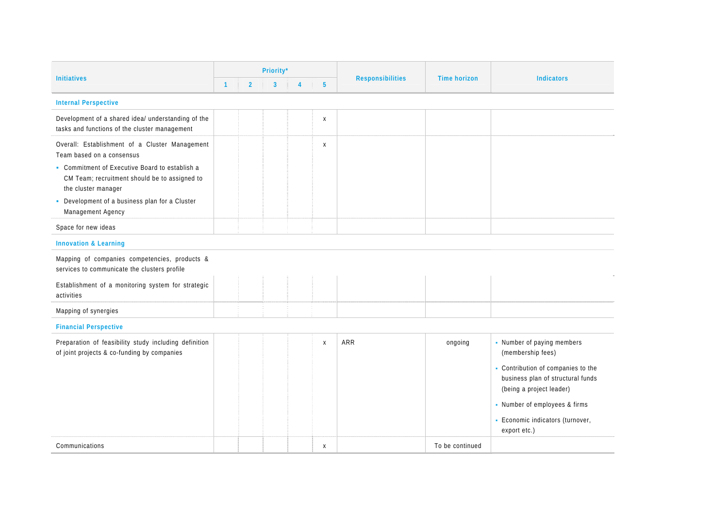| Initiatives | Priority* | | | | | Responsibilities | Time horizon | Indicators |
|---|---|---|---|---|---|---|---|---|
| | 1 | 2 | 3 | 4 | 5 | | | |
| **Internal Perspective** | | | | | | | | |
| Development of a shared idea/ understanding of the tasks and functions of the cluster management | | | | | x | | | |
| Overall: Establishment of a Cluster Management Team based on a consensus<br>▪ Commitment of Executive Board to establish a CM Team; recruitment should be to assigned to the cluster manager<br>▪ Development of a business plan for a Cluster Management Agency | | | | | x | | | |
| Space for new ideas | | | | | | | | |
| **Innovation & Learning** | | | | | | | | |
| Mapping of companies competencies, products & services to communicate the clusters profile | | | | | | | | |
| Establishment of a monitoring system for strategic activities | | | | | | | | |
| Mapping of synergies | | | | | | | | |
| **Financial Perspective** | | | | | | | | |
| Preparation of feasibility study including definition of joint projects & co-funding by companies | | | | | x | ARR | ongoing | ▪ Number of paying members (membership fees)<br>▪ Contribution of companies to the business plan of structural funds (being a project leader)<br>▪ Number of employees & firms<br>▪ Economic indicators (turnover, export etc.) |
| Communications | | | | | x | | To be continued | |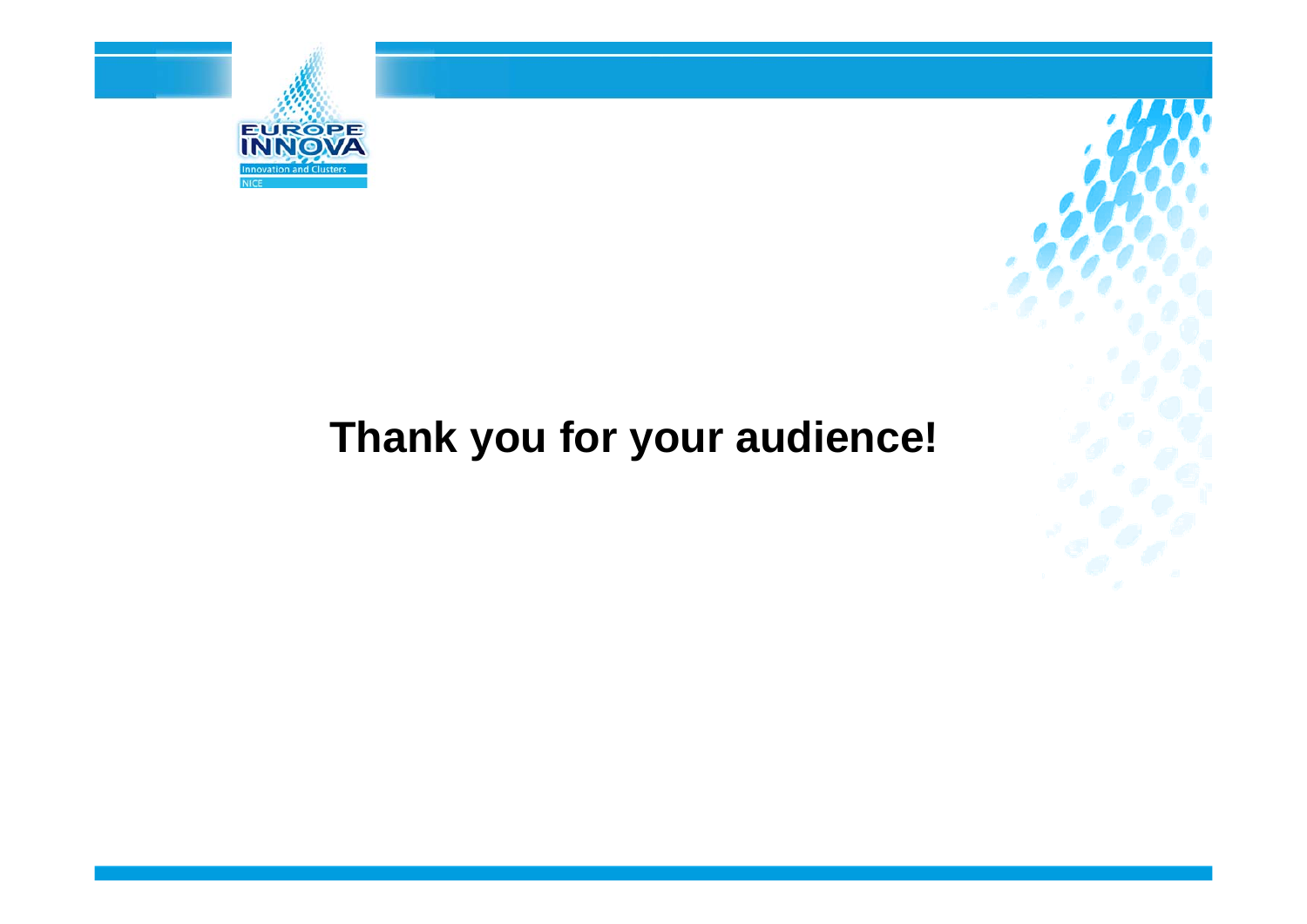EUROPE INNOVA

Innovation and Clusters

NICE

**Thank you for your audience!**